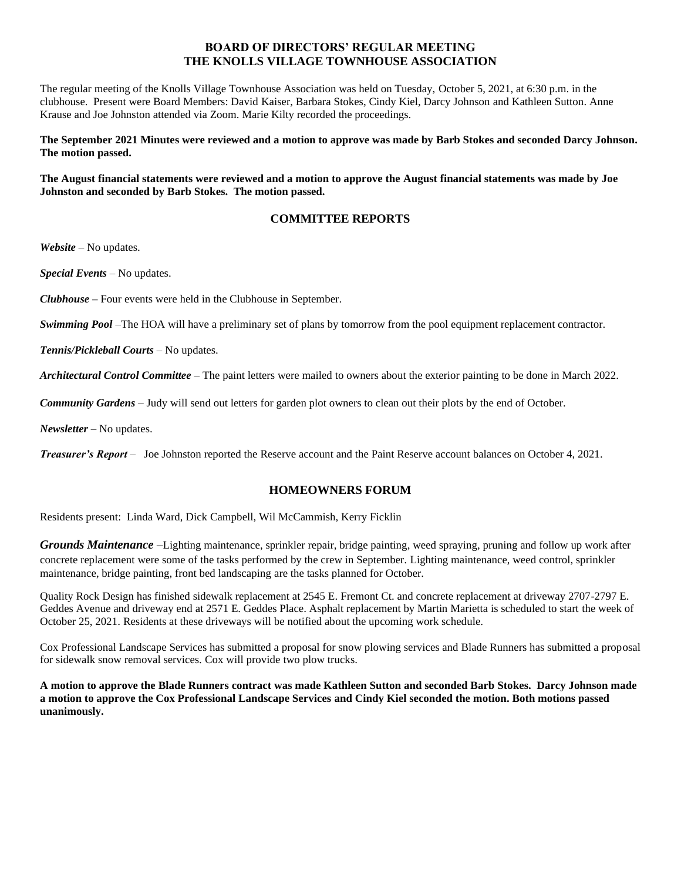# BOARD OF DIRECTORS' REGULAR MEETING
# THE KNOLLS VILLAGE TOWNHOUSE ASSOCIATION

The regular meeting of the Knolls Village Townhouse Association was held on Tuesday, October 5, 2021, at 6:30 p.m. in the clubhouse. Present were Board Members: David Kaiser, Barbara Stokes, Cindy Kiel, Darcy Johnson and Kathleen Sutton. Anne Krause and Joe Johnston attended via Zoom. Marie Kilty recorded the proceedings.

**The September 2021 Minutes were reviewed and a motion to approve was made by Barb Stokes and seconded Darcy Johnson. The motion passed.**

**The August financial statements were reviewed and a motion to approve the August financial statements was made by Joe Johnston and seconded by Barb Stokes. The motion passed.**

## COMMITTEE REPORTS

***Website*** – No updates.

***Special Events*** – No updates.

***Clubhouse –*** Four events were held in the Clubhouse in September.

***Swimming Pool*** –The HOA will have a preliminary set of plans by tomorrow from the pool equipment replacement contractor.

***Tennis/Pickleball Courts*** – No updates.

***Architectural Control Committee*** – The paint letters were mailed to owners about the exterior painting to be done in March 2022.

***Community Gardens*** – Judy will send out letters for garden plot owners to clean out their plots by the end of October.

***Newsletter*** – No updates.

***Treasurer's Report*** – Joe Johnston reported the Reserve account and the Paint Reserve account balances on October 4, 2021.

## HOMEOWNERS FORUM

Residents present: Linda Ward, Dick Campbell, Wil McCammish, Kerry Ficklin

***Grounds Maintenance*** –Lighting maintenance, sprinkler repair, bridge painting, weed spraying, pruning and follow up work after concrete replacement were some of the tasks performed by the crew in September. Lighting maintenance, weed control, sprinkler maintenance, bridge painting, front bed landscaping are the tasks planned for October.

Quality Rock Design has finished sidewalk replacement at 2545 E. Fremont Ct. and concrete replacement at driveway 2707-2797 E. Geddes Avenue and driveway end at 2571 E. Geddes Place. Asphalt replacement by Martin Marietta is scheduled to start the week of October 25, 2021. Residents at these driveways will be notified about the upcoming work schedule.

Cox Professional Landscape Services has submitted a proposal for snow plowing services and Blade Runners has submitted a proposal for sidewalk snow removal services. Cox will provide two plow trucks.

**A motion to approve the Blade Runners contract was made Kathleen Sutton and seconded Barb Stokes. Darcy Johnson made a motion to approve the Cox Professional Landscape Services and Cindy Kiel seconded the motion. Both motions passed unanimously.**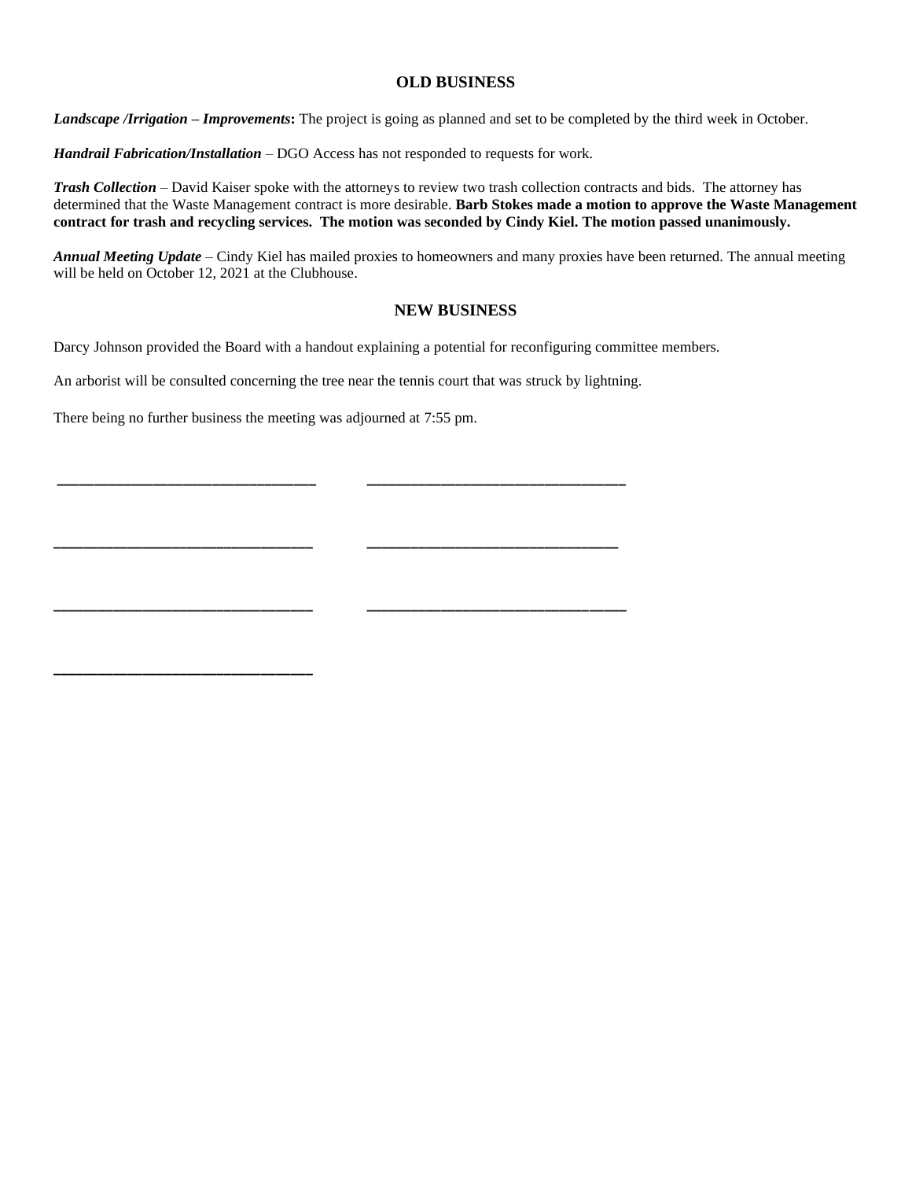## OLD BUSINESS

***Landscape /Irrigation – Improvements*:** The project is going as planned and set to be completed by the third week in October.

***Handrail Fabrication/Installation*** – DGO Access has not responded to requests for work.

***Trash Collection*** – David Kaiser spoke with the attorneys to review two trash collection contracts and bids. The attorney has determined that the Waste Management contract is more desirable. **Barb Stokes made a motion to approve the Waste Management contract for trash and recycling services. The motion was seconded by Cindy Kiel. The motion passed unanimously.**

***Annual Meeting Update*** – Cindy Kiel has mailed proxies to homeowners and many proxies have been returned. The annual meeting will be held on October 12, 2021 at the Clubhouse.

## NEW BUSINESS

Darcy Johnson provided the Board with a handout explaining a potential for reconfiguring committee members.

An arborist will be consulted concerning the tree near the tennis court that was struck by lightning.

There being no further business the meeting was adjourned at 7:55 pm.

\_\_\_\_\_\_\_\_\_\_\_\_\_\_\_\_\_\_\_\_\_\_\_\_\_\_\_\_\_\_\_\_ \_\_\_\_\_\_\_\_\_\_\_\_\_\_\_\_\_\_\_\_\_\_\_\_\_\_\_\_\_\_\_\_

\_\_\_\_\_\_\_\_\_\_\_\_\_\_\_\_\_\_\_\_\_\_\_\_\_\_\_\_\_\_\_\_ \_\_\_\_\_\_\_\_\_\_\_\_\_\_\_\_\_\_\_\_\_\_\_\_\_\_\_\_\_\_\_\_

\_\_\_\_\_\_\_\_\_\_\_\_\_\_\_\_\_\_\_\_\_\_\_\_\_\_\_\_\_\_\_\_ \_\_\_\_\_\_\_\_\_\_\_\_\_\_\_\_\_\_\_\_\_\_\_\_\_\_\_\_\_\_\_\_

\_\_\_\_\_\_\_\_\_\_\_\_\_\_\_\_\_\_\_\_\_\_\_\_\_\_\_\_\_\_\_\_